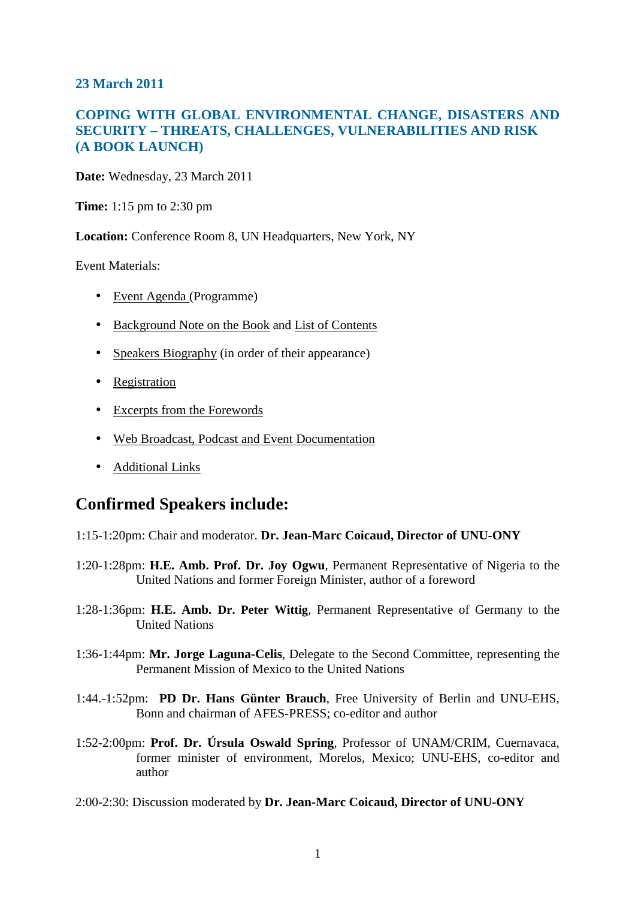## 23 March 2011

## COPING WITH GLOBAL ENVIRONMENTAL CHANGE, DISASTERS AND SECURITY – THREATS, CHALLENGES, VULNERABILITIES AND RISK (A BOOK LAUNCH)

**Date:** Wednesday, 23 March 2011

**Time:** 1:15 pm to 2:30 pm

**Location:** Conference Room 8, UN Headquarters, New York, NY

Event Materials:

- Event Agenda (Programme)
- Background Note on the Book and List of Contents
- Speakers Biography (in order of their appearance)
- Registration
- Excerpts from the Forewords
- Web Broadcast, Podcast and Event Documentation
- Additional Links

# Confirmed Speakers include:

1:15-1:20pm: Chair and moderator. **Dr. Jean-Marc Coicaud, Director of UNU-ONY**

1:20-1:28pm: **H.E. Amb. Prof. Dr. Joy Ogwu**, Permanent Representative of Nigeria to the United Nations and former Foreign Minister, author of a foreword

1:28-1:36pm: **H.E. Amb. Dr. Peter Wittig**, Permanent Representative of Germany to the United Nations

1:36-1:44pm: **Mr. Jorge Laguna-Celis**, Delegate to the Second Committee, representing the Permanent Mission of Mexico to the United Nations

1:44.-1:52pm: **PD Dr. Hans Günter Brauch**, Free University of Berlin and UNU-EHS, Bonn and chairman of AFES-PRESS; co-editor and author

1:52-2:00pm: **Prof. Dr. Úrsula Oswald Spring**, Professor of UNAM/CRIM, Cuernavaca, former minister of environment, Morelos, Mexico; UNU-EHS, co-editor and author

2:00-2:30: Discussion moderated by **Dr. Jean-Marc Coicaud, Director of UNU-ONY**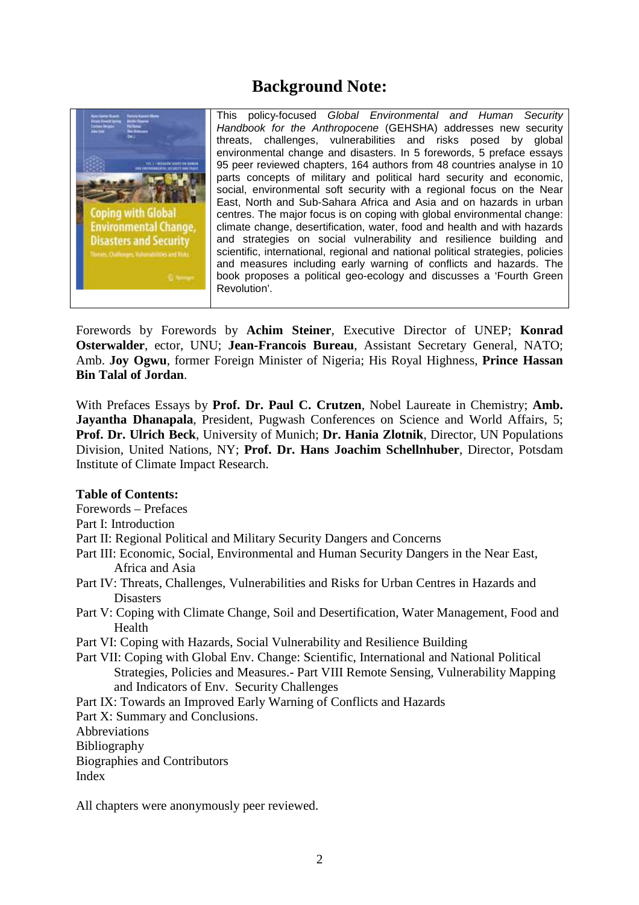# Background Note:

This policy-focused *Global Environmental and Human Security Handbook for the Anthropocene* (GEHSHA) addresses new security threats, challenges, vulnerabilities and risks posed by global environmental change and disasters. In 5 forewords, 5 preface essays 95 peer reviewed chapters, 164 authors from 48 countries analyse in 10 parts concepts of military and political hard security and economic, social, environmental soft security with a regional focus on the Near East, North and Sub-Sahara Africa and Asia and on hazards in urban centres. The major focus is on coping with global environmental change: climate change, desertification, water, food and health and with hazards and strategies on social vulnerability and resilience building and scientific, international, regional and national political strategies, policies and measures including early warning of conflicts and hazards. The book proposes a political geo-ecology and discusses a 'Fourth Green Revolution'.

Forewords by Forewords by **Achim Steiner**, Executive Director of UNEP; **Konrad Osterwalder**, ector, UNU; **Jean-Francois Bureau**, Assistant Secretary General, NATO; Amb. **Joy Ogwu**, former Foreign Minister of Nigeria; His Royal Highness, **Prince Hassan Bin Talal of Jordan**.

With Prefaces Essays by **Prof. Dr. Paul C. Crutzen**, Nobel Laureate in Chemistry; **Amb. Jayantha Dhanapala**, President, Pugwash Conferences on Science and World Affairs, 5; **Prof. Dr. Ulrich Beck**, University of Munich; **Dr. Hania Zlotnik**, Director, UN Populations Division, United Nations, NY; **Prof. Dr. Hans Joachim Schellnhuber**, Director, Potsdam Institute of Climate Impact Research.

**Table of Contents:**

Forewords – Prefaces
Part I: Introduction
Part II: Regional Political and Military Security Dangers and Concerns
Part III: Economic, Social, Environmental and Human Security Dangers in the Near East, Africa and Asia
Part IV: Threats, Challenges, Vulnerabilities and Risks for Urban Centres in Hazards and Disasters
Part V: Coping with Climate Change, Soil and Desertification, Water Management, Food and Health
Part VI: Coping with Hazards, Social Vulnerability and Resilience Building
Part VII: Coping with Global Env. Change: Scientific, International and National Political Strategies, Policies and Measures.- Part VIII Remote Sensing, Vulnerability Mapping and Indicators of Env. Security Challenges
Part IX: Towards an Improved Early Warning of Conflicts and Hazards
Part X: Summary and Conclusions.
Abbreviations
Bibliography
Biographies and Contributors
Index

All chapters were anonymously peer reviewed.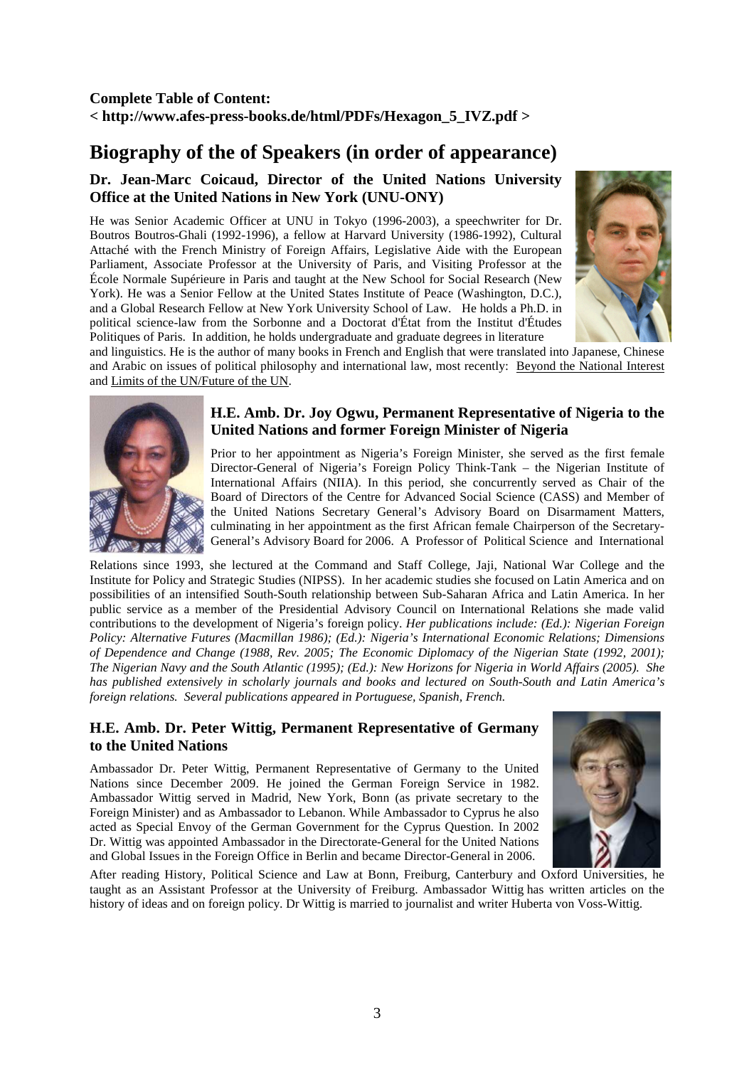**Complete Table of Content:**
**< http://www.afes-press-books.de/html/PDFs/Hexagon_5_IVZ.pdf >**

# Biography of the of Speakers (in order of appearance)

### Dr. Jean-Marc Coicaud, Director of the United Nations University Office at the United Nations in New York (UNU-ONY)

He was Senior Academic Officer at UNU in Tokyo (1996-2003), a speechwriter for Dr. Boutros Boutros-Ghali (1992-1996), a fellow at Harvard University (1986-1992), Cultural Attaché with the French Ministry of Foreign Affairs, Legislative Aide with the European Parliament, Associate Professor at the University of Paris, and Visiting Professor at the École Normale Supérieure in Paris and taught at the New School for Social Research (New York). He was a Senior Fellow at the United States Institute of Peace (Washington, D.C.), and a Global Research Fellow at New York University School of Law. He holds a Ph.D. in political science-law from the Sorbonne and a Doctorat d'État from the Institut d'Études Politiques of Paris. In addition, he holds undergraduate and graduate degrees in literature and linguistics. He is the author of many books in French and English that were translated into Japanese, Chinese and Arabic on issues of political philosophy and international law, most recently: Beyond the National Interest and Limits of the UN/Future of the UN.

### H.E. Amb. Dr. Joy Ogwu, Permanent Representative of Nigeria to the United Nations and former Foreign Minister of Nigeria

Prior to her appointment as Nigeria's Foreign Minister, she served as the first female Director-General of Nigeria's Foreign Policy Think-Tank – the Nigerian Institute of International Affairs (NIIA). In this period, she concurrently served as Chair of the Board of Directors of the Centre for Advanced Social Science (CASS) and Member of the United Nations Secretary General's Advisory Board on Disarmament Matters, culminating in her appointment as the first African female Chairperson of the Secretary-General's Advisory Board for 2006. A Professor of Political Science and International Relations since 1993, she lectured at the Command and Staff College, Jaji, National War College and the Institute for Policy and Strategic Studies (NIPSS). In her academic studies she focused on Latin America and on possibilities of an intensified South-South relationship between Sub-Saharan Africa and Latin America. In her public service as a member of the Presidential Advisory Council on International Relations she made valid contributions to the development of Nigeria's foreign policy. *Her publications include: (Ed.): Nigerian Foreign Policy: Alternative Futures (Macmillan 1986); (Ed.): Nigeria's International Economic Relations; Dimensions of Dependence and Change (1988, Rev. 2005; The Economic Diplomacy of the Nigerian State (1992, 2001); The Nigerian Navy and the South Atlantic (1995); (Ed.): New Horizons for Nigeria in World Affairs (2005). She has published extensively in scholarly journals and books and lectured on South-South and Latin America's foreign relations. Several publications appeared in Portuguese, Spanish, French.*

### H.E. Amb. Dr. Peter Wittig, Permanent Representative of Germany to the United Nations

Ambassador Dr. Peter Wittig, Permanent Representative of Germany to the United Nations since December 2009. He joined the German Foreign Service in 1982. Ambassador Wittig served in Madrid, New York, Bonn (as private secretary to the Foreign Minister) and as Ambassador to Lebanon. While Ambassador to Cyprus he also acted as Special Envoy of the German Government for the Cyprus Question. In 2002 Dr. Wittig was appointed Ambassador in the Directorate-General for the United Nations and Global Issues in the Foreign Office in Berlin and became Director-General in 2006. After reading History, Political Science and Law at Bonn, Freiburg, Canterbury and Oxford Universities, he taught as an Assistant Professor at the University of Freiburg. Ambassador Wittig has written articles on the history of ideas and on foreign policy. Dr Wittig is married to journalist and writer Huberta von Voss-Wittig.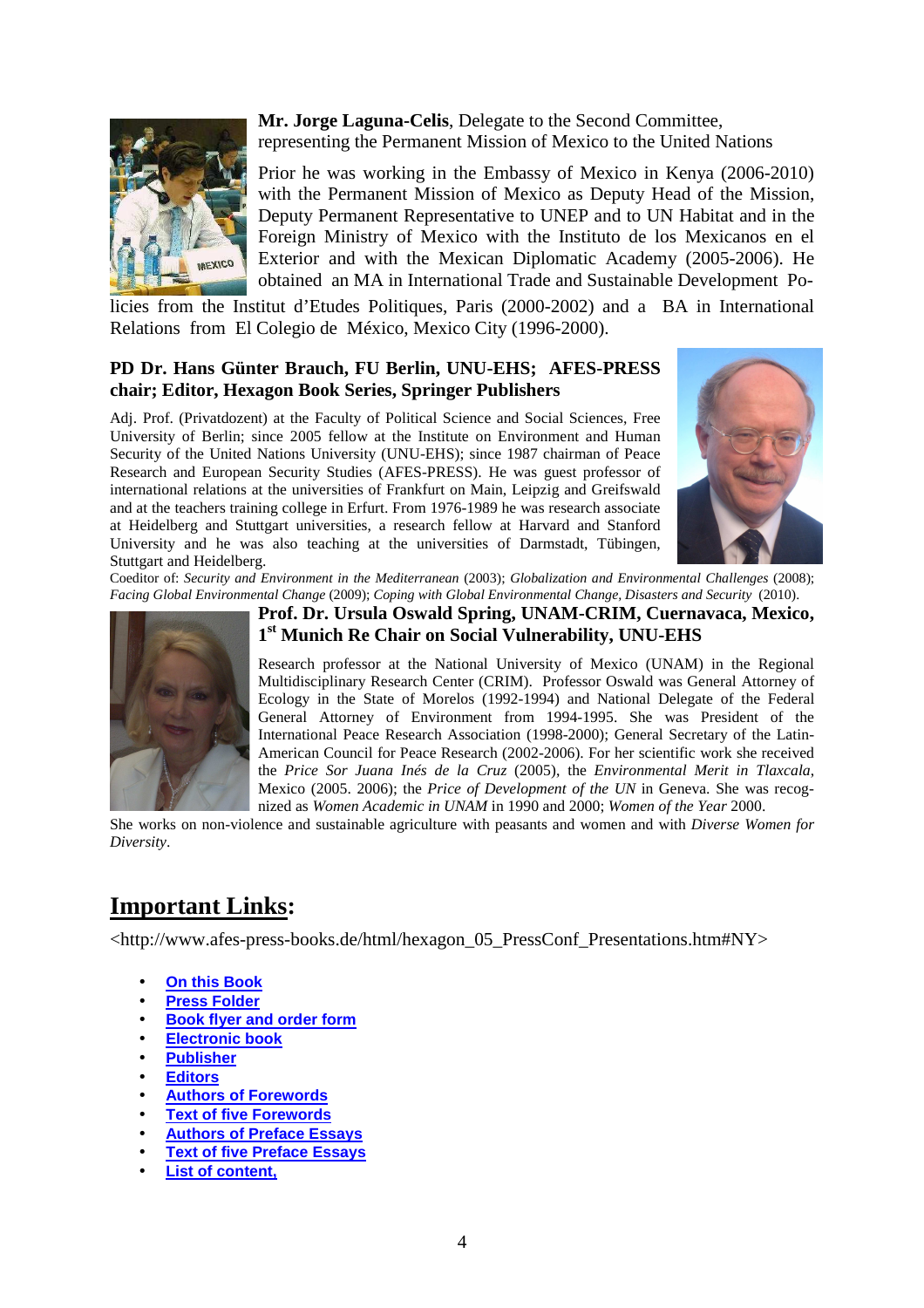**Mr. Jorge Laguna-Celis**, Delegate to the Second Committee, representing the Permanent Mission of Mexico to the United Nations

Prior he was working in the Embassy of Mexico in Kenya (2006-2010) with the Permanent Mission of Mexico as Deputy Head of the Mission, Deputy Permanent Representative to UNEP and to UN Habitat and in the Foreign Ministry of Mexico with the Instituto de los Mexicanos en el Exterior and with the Mexican Diplomatic Academy (2005-2006). He obtained an MA in International Trade and Sustainable Development Policies from the Institut d'Etudes Politiques, Paris (2000-2002) and a BA in International Relations from El Colegio de México, Mexico City (1996-2000).

**PD Dr. Hans Günter Brauch, FU Berlin, UNU-EHS; AFES-PRESS chair; Editor, Hexagon Book Series, Springer Publishers**

Adj. Prof. (Privatdozent) at the Faculty of Political Science and Social Sciences, Free University of Berlin; since 2005 fellow at the Institute on Environment and Human Security of the United Nations University (UNU-EHS); since 1987 chairman of Peace Research and European Security Studies (AFES-PRESS). He was guest professor of international relations at the universities of Frankfurt on Main, Leipzig and Greifswald and at the teachers training college in Erfurt. From 1976-1989 he was research associate at Heidelberg and Stuttgart universities, a research fellow at Harvard and Stanford University and he was also teaching at the universities of Darmstadt, Tübingen, Stuttgart and Heidelberg.

Coeditor of: *Security and Environment in the Mediterranean* (2003); *Globalization and Environmental Challenges* (2008); *Facing Global Environmental Change* (2009); *Coping with Global Environmental Change, Disasters and Security* (2010).

**Prof. Dr. Ursula Oswald Spring, UNAM-CRIM, Cuernavaca, Mexico, 1st Munich Re Chair on Social Vulnerability, UNU-EHS**

Research professor at the National University of Mexico (UNAM) in the Regional Multidisciplinary Research Center (CRIM). Professor Oswald was General Attorney of Ecology in the State of Morelos (1992-1994) and National Delegate of the Federal General Attorney of Environment from 1994-1995. She was President of the International Peace Research Association (1998-2000); General Secretary of the Latin-American Council for Peace Research (2002-2006). For her scientific work she received the *Price Sor Juana Inés de la Cruz* (2005), the *Environmental Merit in Tlaxcala*, Mexico (2005. 2006); the *Price of Development of the UN* in Geneva. She was recognized as *Women Academic in UNAM* in 1990 and 2000; *Women of the Year* 2000.

She works on non-violence and sustainable agriculture with peasants and women and with *Diverse Women for Diversity*.

## Important Links:

<http://www.afes-press-books.de/html/hexagon_05_PressConf_Presentations.htm#NY>

- On this Book
- Press Folder
- Book flyer and order form
- Electronic book
- Publisher
- Editors
- Authors of Forewords
- Text of five Forewords
- Authors of Preface Essays
- Text of five Preface Essays
- List of content,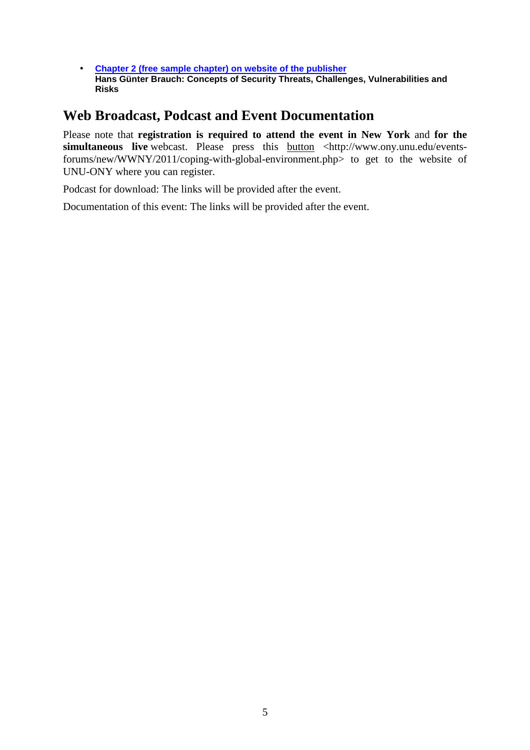- **Chapter 2 (free sample chapter) on website of the publisher**
  **Hans Günter Brauch: Concepts of Security Threats, Challenges, Vulnerabilities and Risks**

## Web Broadcast, Podcast and Event Documentation

Please note that **registration is required to attend the event in New York** and **for the simultaneous live** webcast. Please press this button <http://www.ony.unu.edu/events-forums/new/WWNY/2011/coping-with-global-environment.php> to get to the website of UNU-ONY where you can register.

Podcast for download: The links will be provided after the event.

Documentation of this event: The links will be provided after the event.